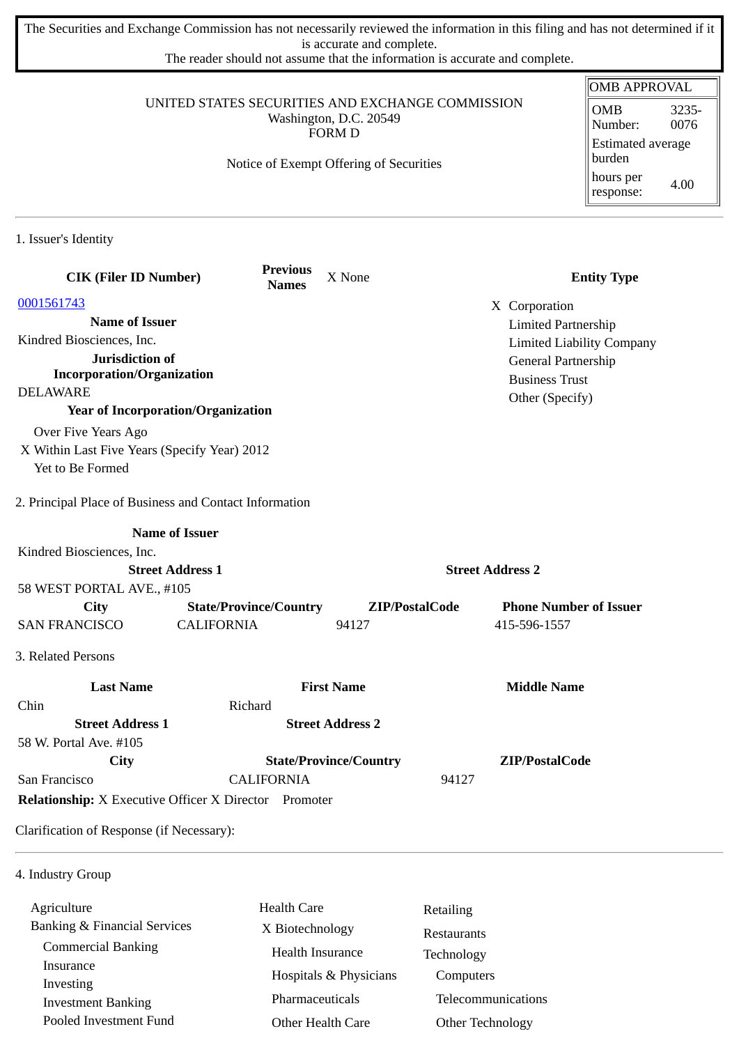The Securities and Exchange Commission has not necessarily reviewed the information in this filing and has not determined if it is accurate and complete.
The reader should not assume that the information is accurate and complete.

UNITED STATES SECURITIES AND EXCHANGE COMMISSION
Washington, D.C. 20549
FORM D

Notice of Exempt Offering of Securities

| OMB APPROVAL | |
|---|---|
| OMB Number: | 3235-0076 |
| Estimated average burden | |
| hours per response: | 4.00 |

1. Issuer's Identity

| CIK (Filer ID Number) | Previous Names | X None | Entity Type |
|---|---|---|---|
| 0001561743 | | | X Corporation |
| **Name of Issuer** | | | Limited Partnership |
| Kindred Biosciences, Inc. | | | Limited Liability Company |
| **Jurisdiction of Incorporation/Organization** | | | General Partnership |
| DELAWARE | | | Business Trust |
| **Year of Incorporation/Organization** | | | Other (Specify) |

Over Five Years Ago
X Within Last Five Years (Specify Year) 2012
Yet to Be Formed

2. Principal Place of Business and Contact Information

| Name of Issuer | | | |
|---|---|---|---|
| Kindred Biosciences, Inc. | | | |
| **Street Address 1** | | **Street Address 2** | |
| 58 WEST PORTAL AVE., #105 | | | |
| **City** | **State/Province/Country** | **ZIP/PostalCode** | **Phone Number of Issuer** |
| SAN FRANCISCO | CALIFORNIA | 94127 | 415-596-1557 |

3. Related Persons

| Last Name | First Name | Middle Name |
|---|---|---|
| Chin | Richard | |
| **Street Address 1** | **Street Address 2** | |
| 58 W. Portal Ave. #105 | | |
| **City** | **State/Province/Country** | **ZIP/PostalCode** |
| San Francisco | CALIFORNIA | 94127 |

**Relationship:** X Executive Officer X Director Promoter

Clarification of Response (if Necessary):

4. Industry Group

| | | |
|---|---|---|
| Agriculture | Health Care | Retailing |
| Banking & Financial Services | X Biotechnology | Restaurants |
| Commercial Banking | Health Insurance | Technology |
| Insurance | Hospitals & Physicians | Computers |
| Investing | Pharmaceuticals | Telecommunications |
| Investment Banking | Other Health Care | Other Technology |
| Pooled Investment Fund | | |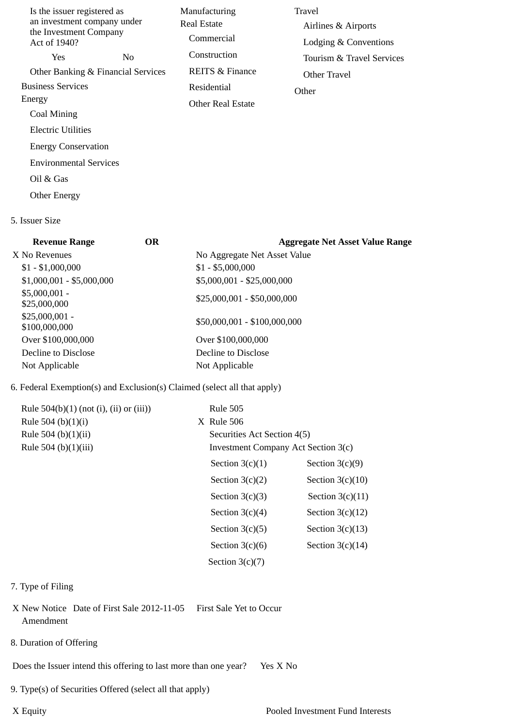Is the issuer registered as an investment company under the Investment Company Act of 1940?

Yes No

Other Banking & Financial Services

Business Services

Energy

Coal Mining

Electric Utilities

Energy Conservation

Environmental Services

Oil & Gas

Other Energy

Manufacturing

Real Estate

Commercial

Construction

REITS & Finance

Residential

Other Real Estate

Travel

Airlines & Airports

Lodging & Conventions

Tourism & Travel Services

Other Travel

Other

5. Issuer Size

| Revenue Range | OR | Aggregate Net Asset Value Range |
|---|---|---|
| X No Revenues | | No Aggregate Net Asset Value |
| $1 - $1,000,000 | | $1 - $5,000,000 |
| $1,000,001 - $5,000,000 | | $5,000,001 - $25,000,000 |
| $5,000,001 - $25,000,000 | | $25,000,001 - $50,000,000 |
| $25,000,001 - $100,000,000 | | $50,000,001 - $100,000,000 |
| Over $100,000,000 | | Over $100,000,000 |
| Decline to Disclose | | Decline to Disclose |
| Not Applicable | | Not Applicable |

6. Federal Exemption(s) and Exclusion(s) Claimed (select all that apply)

Rule 504(b)(1) (not (i), (ii) or (iii))

Rule 504 (b)(1)(i)

Rule 504 (b)(1)(ii)

Rule 504 (b)(1)(iii)

Rule 505

X Rule 506

Securities Act Section 4(5)

Investment Company Act Section 3(c)

| | |
|---|---|
| Section 3(c)(1) | Section 3(c)(9) |
| Section 3(c)(2) | Section 3(c)(10) |
| Section 3(c)(3) | Section 3(c)(11) |
| Section 3(c)(4) | Section 3(c)(12) |
| Section 3(c)(5) | Section 3(c)(13) |
| Section 3(c)(6) | Section 3(c)(14) |
| Section 3(c)(7) | |

7. Type of Filing

X New Notice Date of First Sale 2012-11-05 First Sale Yet to Occur

Amendment

8. Duration of Offering

Does the Issuer intend this offering to last more than one year? Yes X No

9. Type(s) of Securities Offered (select all that apply)

X Equity

Pooled Investment Fund Interests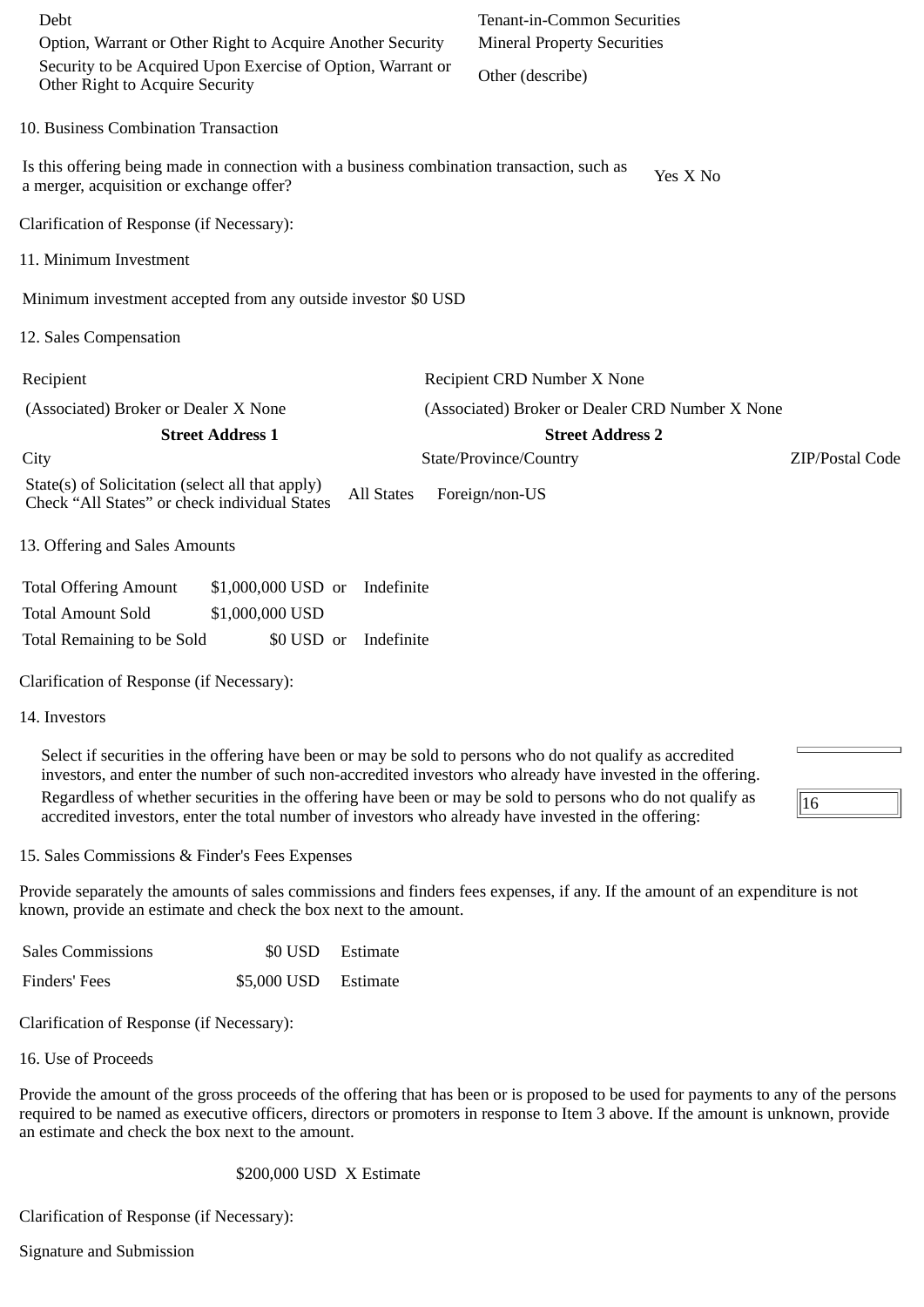| | |
|---|---|
| Debt | Tenant-in-Common Securities |
| Option, Warrant or Other Right to Acquire Another Security | Mineral Property Securities |
| Security to be Acquired Upon Exercise of Option, Warrant or Other Right to Acquire Security | Other (describe) |

10. Business Combination Transaction

Is this offering being made in connection with a business combination transaction, such as a merger, acquisition or exchange offer? Yes X No

Clarification of Response (if Necessary):

11. Minimum Investment

Minimum investment accepted from any outside investor $0 USD

12. Sales Compensation

| | | |
|---|---|---|
| Recipient | Recipient CRD Number X None | |
| (Associated) Broker or Dealer X None | (Associated) Broker or Dealer CRD Number X None | |
| **Street Address 1** | **Street Address 2** | |
| City | State/Province/Country | ZIP/Postal Code |
| State(s) of Solicitation (select all that apply) Check "All States" or check individual States | All States Foreign/non-US | |

13. Offering and Sales Amounts

| | | |
|---|---|---|
| Total Offering Amount | $1,000,000 USD or | Indefinite |
| Total Amount Sold | $1,000,000 USD | |
| Total Remaining to be Sold | $0 USD or | Indefinite |

Clarification of Response (if Necessary):

14. Investors

Select if securities in the offering have been or may be sold to persons who do not qualify as accredited investors, and enter the number of such non-accredited investors who already have invested in the offering.

Regardless of whether securities in the offering have been or may be sold to persons who do not qualify as accredited investors, enter the total number of investors who already have invested in the offering: 16

15. Sales Commissions & Finder's Fees Expenses

Provide separately the amounts of sales commissions and finders fees expenses, if any. If the amount of an expenditure is not known, provide an estimate and check the box next to the amount.

| | | |
|---|---|---|
| Sales Commissions | $0 USD | Estimate |
| Finders' Fees | $5,000 USD | Estimate |

Clarification of Response (if Necessary):

16. Use of Proceeds

Provide the amount of the gross proceeds of the offering that has been or is proposed to be used for payments to any of the persons required to be named as executive officers, directors or promoters in response to Item 3 above. If the amount is unknown, provide an estimate and check the box next to the amount.

$200,000 USD X Estimate

Clarification of Response (if Necessary):

Signature and Submission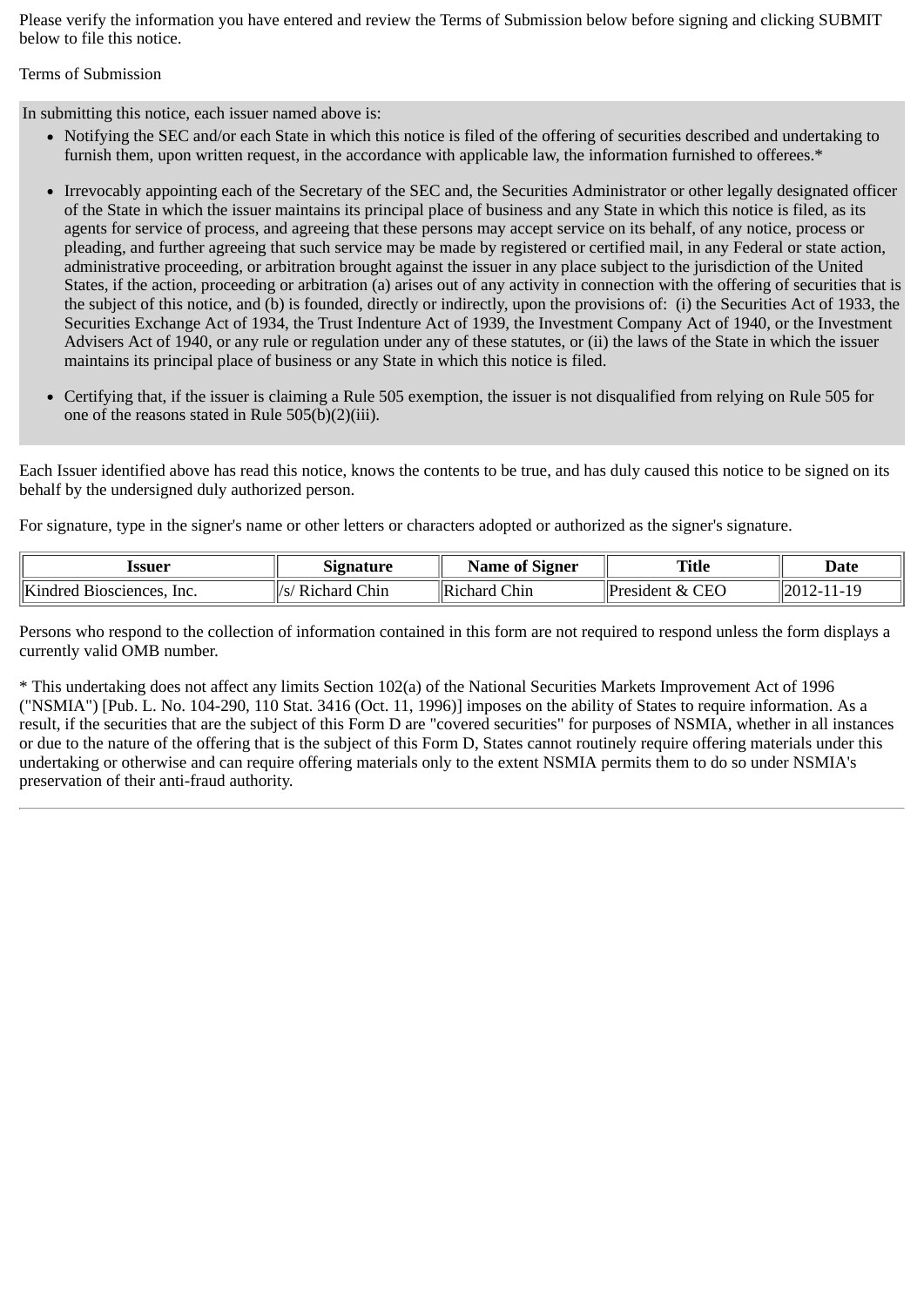Please verify the information you have entered and review the Terms of Submission below before signing and clicking SUBMIT below to file this notice.

Terms of Submission

In submitting this notice, each issuer named above is:

- Notifying the SEC and/or each State in which this notice is filed of the offering of securities described and undertaking to furnish them, upon written request, in the accordance with applicable law, the information furnished to offerees.*
- Irrevocably appointing each of the Secretary of the SEC and, the Securities Administrator or other legally designated officer of the State in which the issuer maintains its principal place of business and any State in which this notice is filed, as its agents for service of process, and agreeing that these persons may accept service on its behalf, of any notice, process or pleading, and further agreeing that such service may be made by registered or certified mail, in any Federal or state action, administrative proceeding, or arbitration brought against the issuer in any place subject to the jurisdiction of the United States, if the action, proceeding or arbitration (a) arises out of any activity in connection with the offering of securities that is the subject of this notice, and (b) is founded, directly or indirectly, upon the provisions of: (i) the Securities Act of 1933, the Securities Exchange Act of 1934, the Trust Indenture Act of 1939, the Investment Company Act of 1940, or the Investment Advisers Act of 1940, or any rule or regulation under any of these statutes, or (ii) the laws of the State in which the issuer maintains its principal place of business or any State in which this notice is filed.
- Certifying that, if the issuer is claiming a Rule 505 exemption, the issuer is not disqualified from relying on Rule 505 for one of the reasons stated in Rule 505(b)(2)(iii).

Each Issuer identified above has read this notice, knows the contents to be true, and has duly caused this notice to be signed on its behalf by the undersigned duly authorized person.

For signature, type in the signer's name or other letters or characters adopted or authorized as the signer's signature.

| Issuer | Signature | Name of Signer | Title | Date |
|---|---|---|---|---|
| Kindred Biosciences, Inc. | /s/ Richard Chin | Richard Chin | President & CEO | 2012-11-19 |

Persons who respond to the collection of information contained in this form are not required to respond unless the form displays a currently valid OMB number.

* This undertaking does not affect any limits Section 102(a) of the National Securities Markets Improvement Act of 1996 ("NSMIA") [Pub. L. No. 104-290, 110 Stat. 3416 (Oct. 11, 1996)] imposes on the ability of States to require information. As a result, if the securities that are the subject of this Form D are "covered securities" for purposes of NSMIA, whether in all instances or due to the nature of the offering that is the subject of this Form D, States cannot routinely require offering materials under this undertaking or otherwise and can require offering materials only to the extent NSMIA permits them to do so under NSMIA's preservation of their anti-fraud authority.